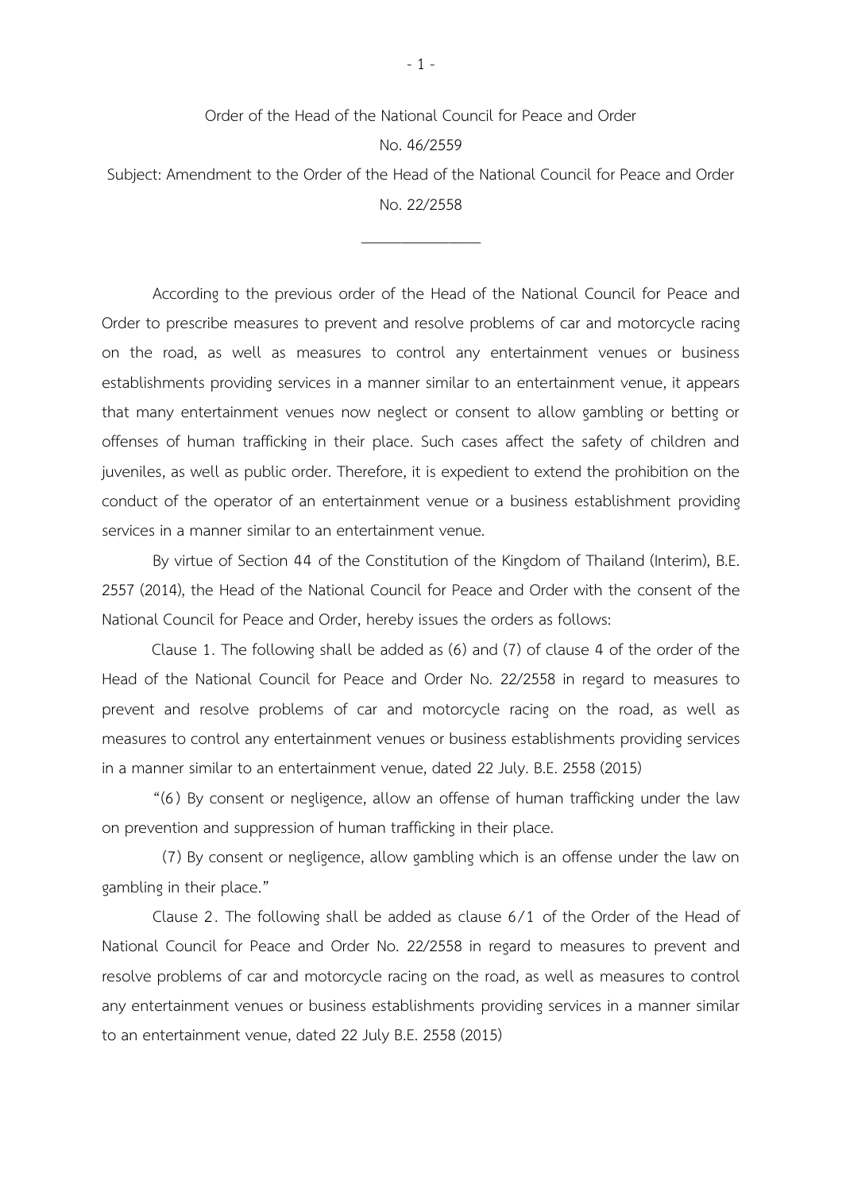Order of the Head of the National Council for Peace and Order

No. 46/2559

Subject: Amendment to the Order of the Head of the National Council for Peace and Order No. 22/2558

---

According to the previous order of the Head of the National Council for Peace and Order to prescribe measures to prevent and resolve problems of car and motorcycle racing on the road, as well as measures to control any entertainment venues or business establishments providing services in a manner similar to an entertainment venue, it appears that many entertainment venues now neglect or consent to allow gambling or betting or offenses of human trafficking in their place. Such cases affect the safety of children and juveniles, as well as public order. Therefore, it is expedient to extend the prohibition on the conduct of the operator of an entertainment venue or a business establishment providing services in a manner similar to an entertainment venue.

By virtue of Section 44 of the Constitution of the Kingdom of Thailand (Interim), B.E. 2557 (2014), the Head of the National Council for Peace and Order with the consent of the National Council for Peace and Order, hereby issues the orders as follows:

Clause 1. The following shall be added as (6) and (7) of clause 4 of the order of the Head of the National Council for Peace and Order No. 22/2558 in regard to measures to prevent and resolve problems of car and motorcycle racing on the road, as well as measures to control any entertainment venues or business establishments providing services in a manner similar to an entertainment venue, dated 22 July. B.E. 2558 (2015)

"(6) By consent or negligence, allow an offense of human trafficking under the law on prevention and suppression of human trafficking in their place.

(7) By consent or negligence, allow gambling which is an offense under the law on gambling in their place."

Clause 2. The following shall be added as clause 6/1 of the Order of the Head of National Council for Peace and Order No. 22/2558 in regard to measures to prevent and resolve problems of car and motorcycle racing on the road, as well as measures to control any entertainment venues or business establishments providing services in a manner similar to an entertainment venue, dated 22 July B.E. 2558 (2015)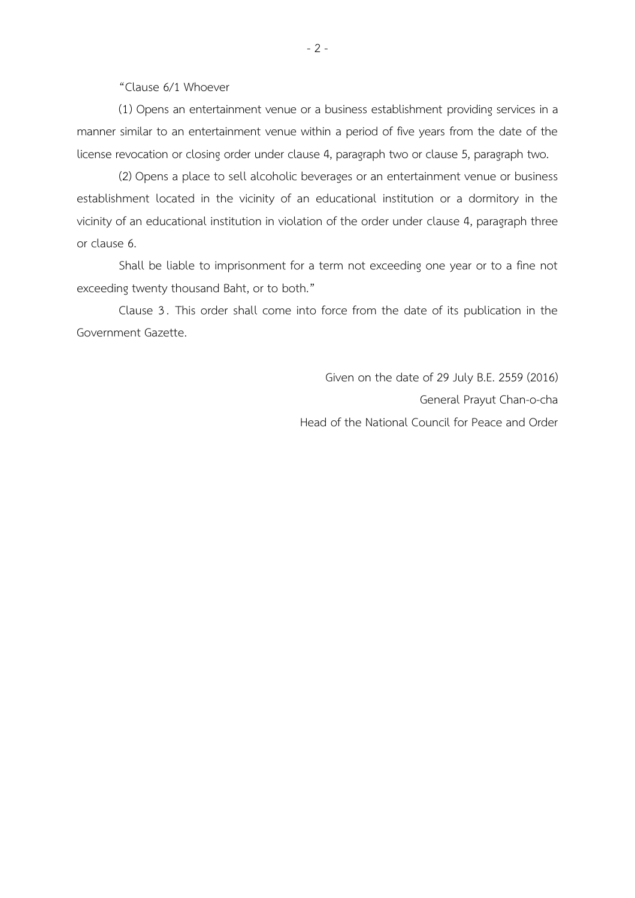"Clause 6/1 Whoever

(1) Opens an entertainment venue or a business establishment providing services in a manner similar to an entertainment venue within a period of five years from the date of the license revocation or closing order under clause 4, paragraph two or clause 5, paragraph two.

(2) Opens a place to sell alcoholic beverages or an entertainment venue or business establishment located in the vicinity of an educational institution or a dormitory in the vicinity of an educational institution in violation of the order under clause 4, paragraph three or clause 6.

Shall be liable to imprisonment for a term not exceeding one year or to a fine not exceeding twenty thousand Baht, or to both."

Clause 3. This order shall come into force from the date of its publication in the Government Gazette.

Given on the date of 29 July B.E. 2559 (2016)

General Prayut Chan-o-cha

Head of the National Council for Peace and Order